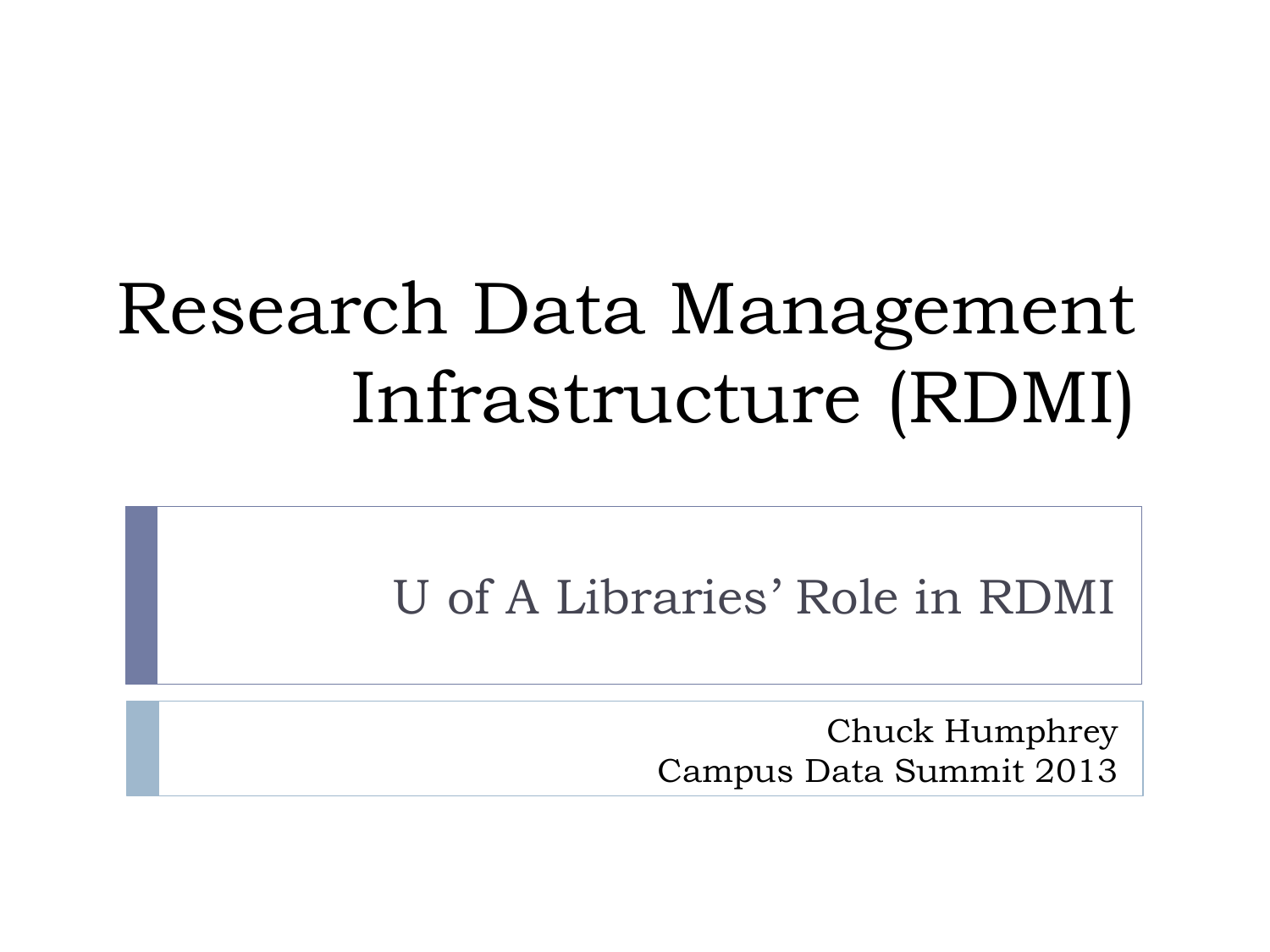# Research Data Management Infrastructure (RDMI)

## U of A Libraries' Role in RDMI

Chuck Humphrey
Campus Data Summit 2013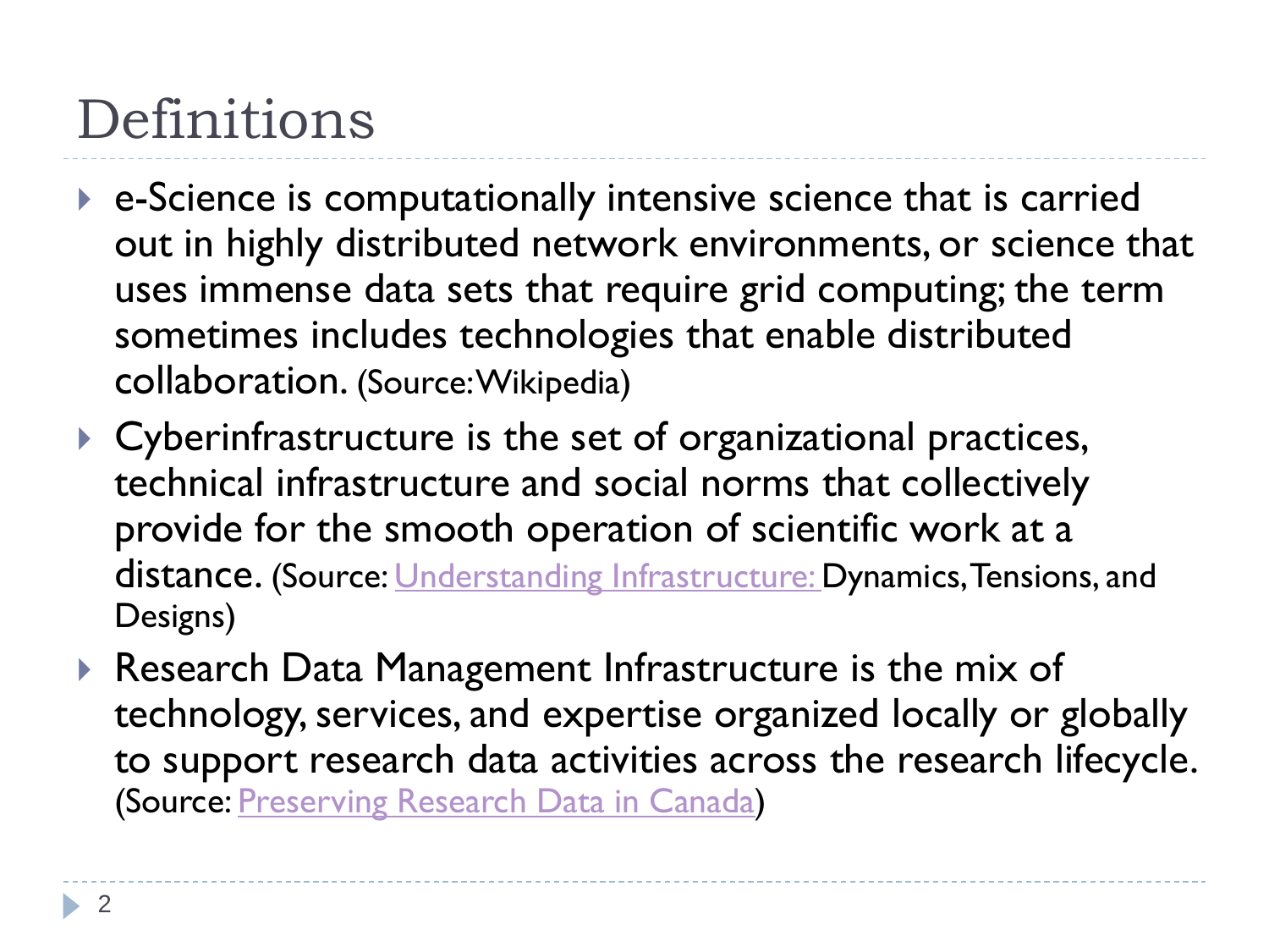# Definitions

- e-Science is computationally intensive science that is carried out in highly distributed network environments, or science that uses immense data sets that require grid computing; the term sometimes includes technologies that enable distributed collaboration. (Source: Wikipedia)
- Cyberinfrastructure is the set of organizational practices, technical infrastructure and social norms that collectively provide for the smooth operation of scientific work at a distance. (Source: Understanding Infrastructure: Dynamics, Tensions, and Designs)
- Research Data Management Infrastructure is the mix of technology, services, and expertise organized locally or globally to support research data activities across the research lifecycle. (Source: Preserving Research Data in Canada)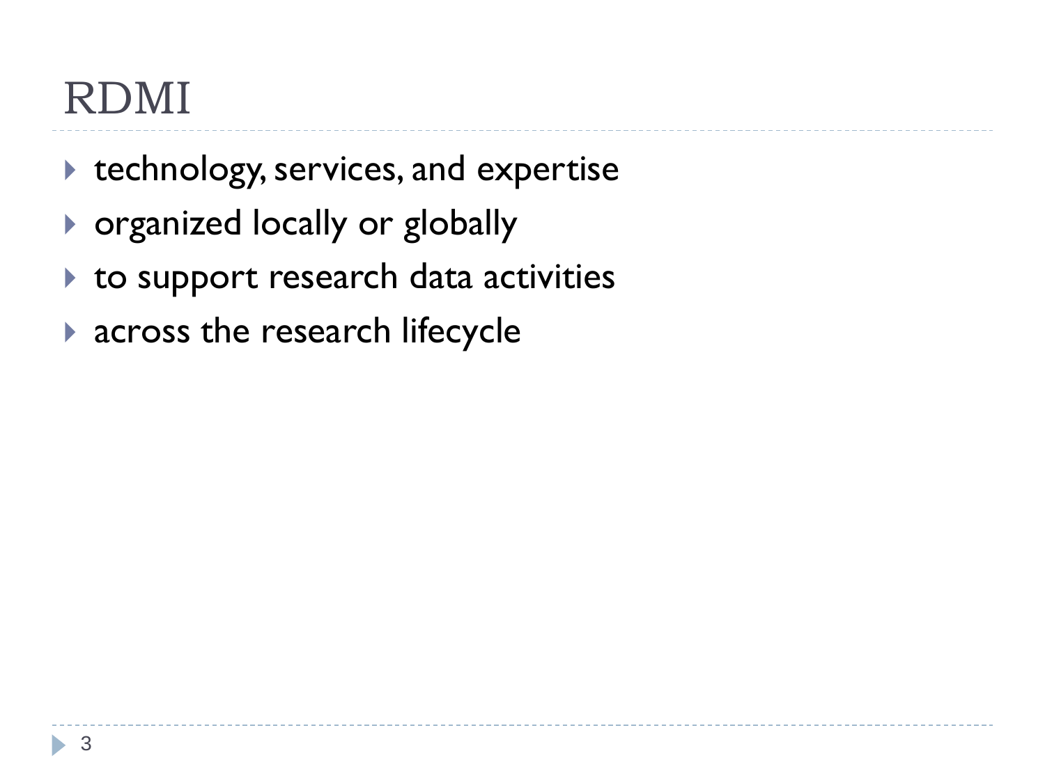# RDMI

- technology, services, and expertise
- organized locally or globally
- to support research data activities
- across the research lifecycle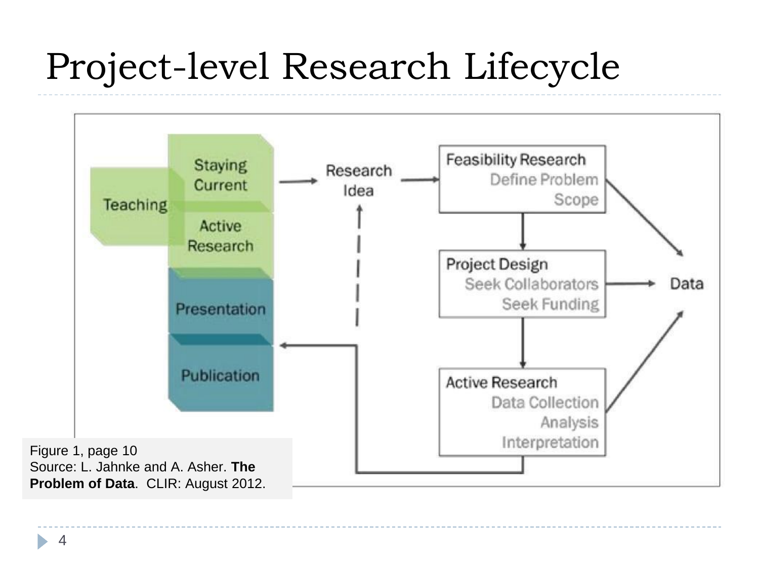# Project-level Research Lifecycle

Teaching

Staying Current

Active Research

Presentation

Publication

Research Idea

Feasibility Research
Define Problem
Scope

Project Design
Seek Collaborators
Seek Funding

Active Research
Data Collection
Analysis
Interpretation

Data

Figure 1, page 10
Source: L. Jahnke and A. Asher. **The Problem of Data**. CLIR: August 2012.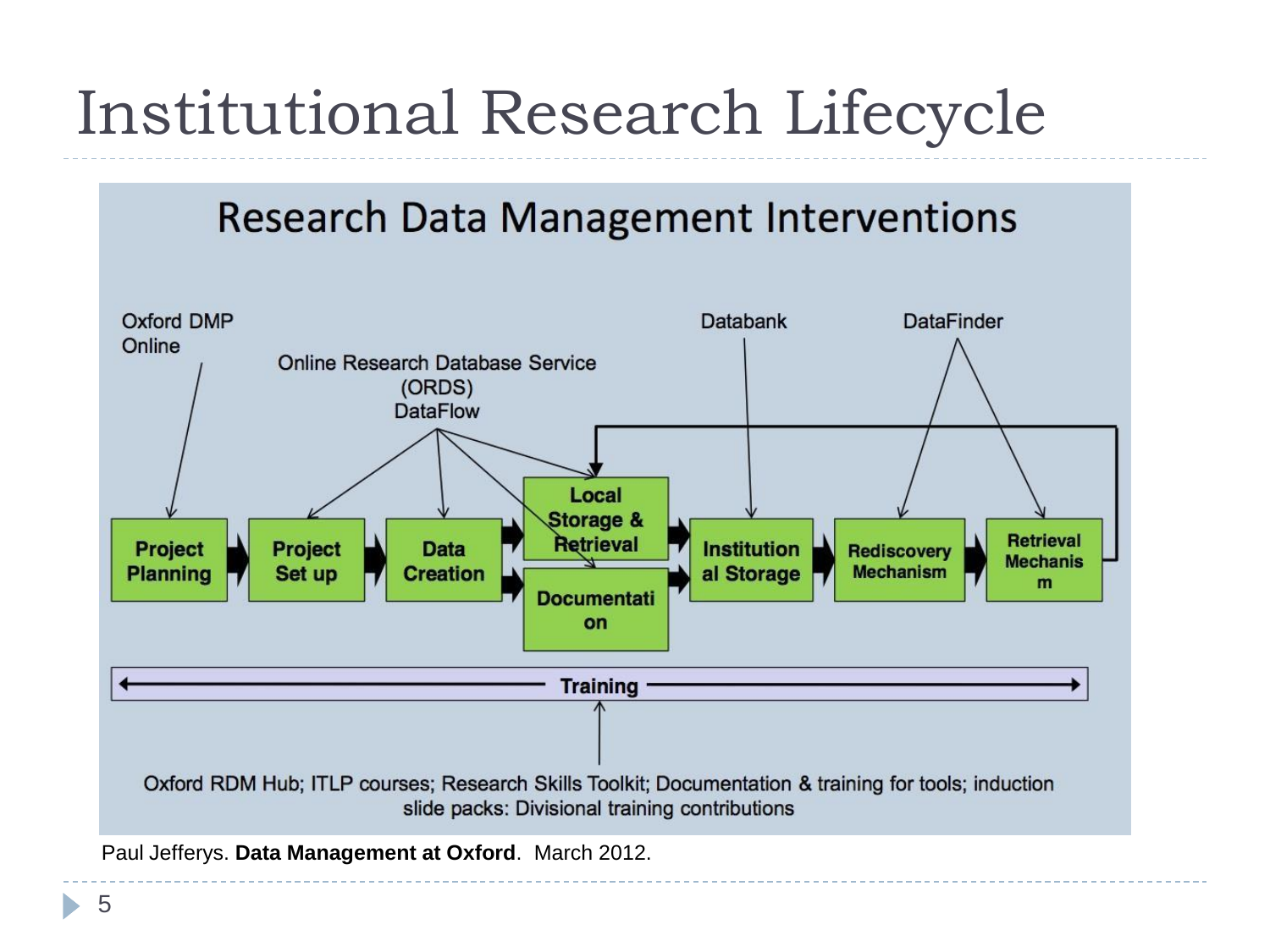# Institutional Research Lifecycle

## Research Data Management Interventions

Oxford DMP Online

Online Research Database Service (ORDS) DataFlow

Databank

DataFinder

Project Planning

Project Set up

Data Creation

Local Storage & Retrieval

Documentati on

Institution al Storage

Rediscovery Mechanism

Retrieval Mechanis m

Training

Oxford RDM Hub; ITLP courses; Research Skills Toolkit; Documentation & training for tools; induction slide packs: Divisional training contributions

Paul Jefferys. **Data Management at Oxford**. March 2012.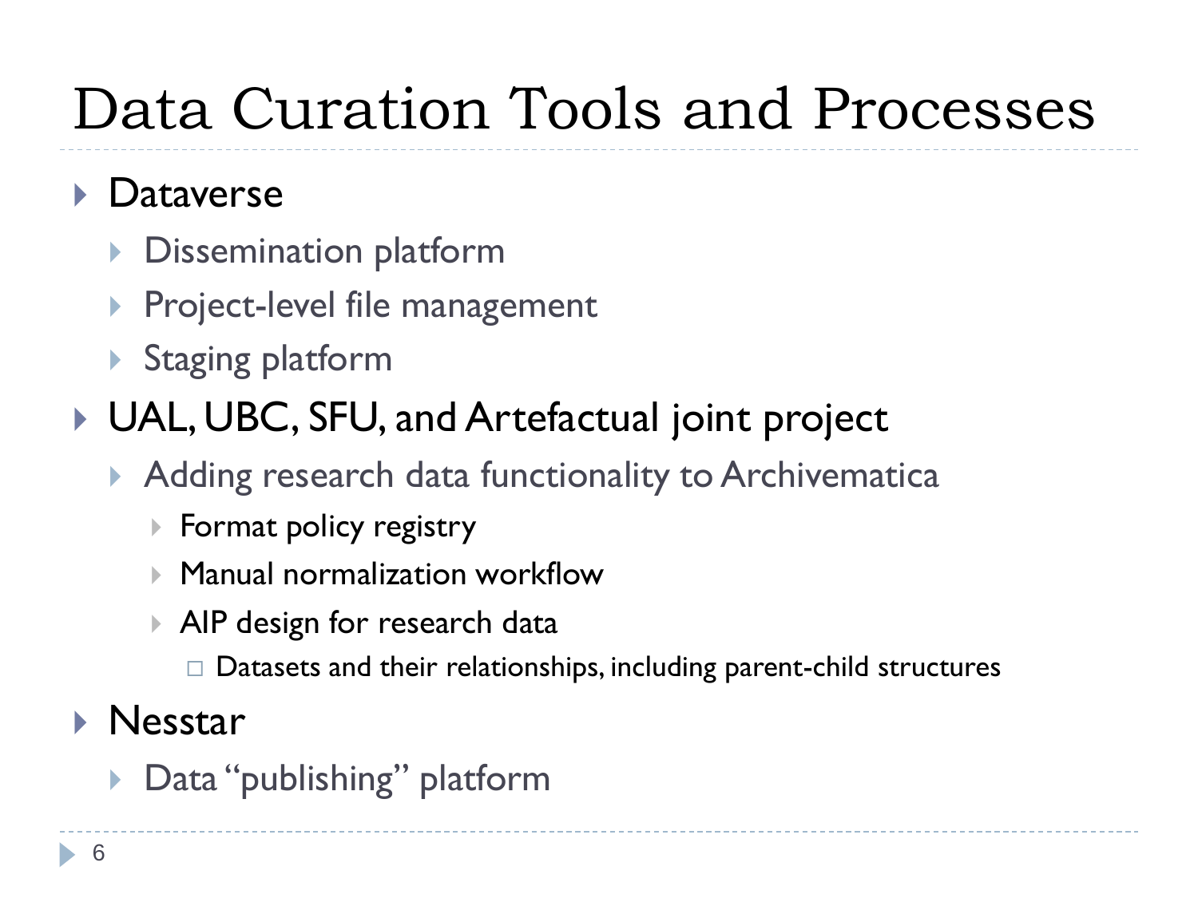# Data Curation Tools and Processes

- Dataverse
  - Dissemination platform
  - Project-level file management
  - Staging platform
- UAL, UBC, SFU, and Artefactual joint project
  - Adding research data functionality to Archivematica
    - Format policy registry
    - Manual normalization workflow
    - AIP design for research data
      - Datasets and their relationships, including parent-child structures
- Nesstar
  - Data "publishing" platform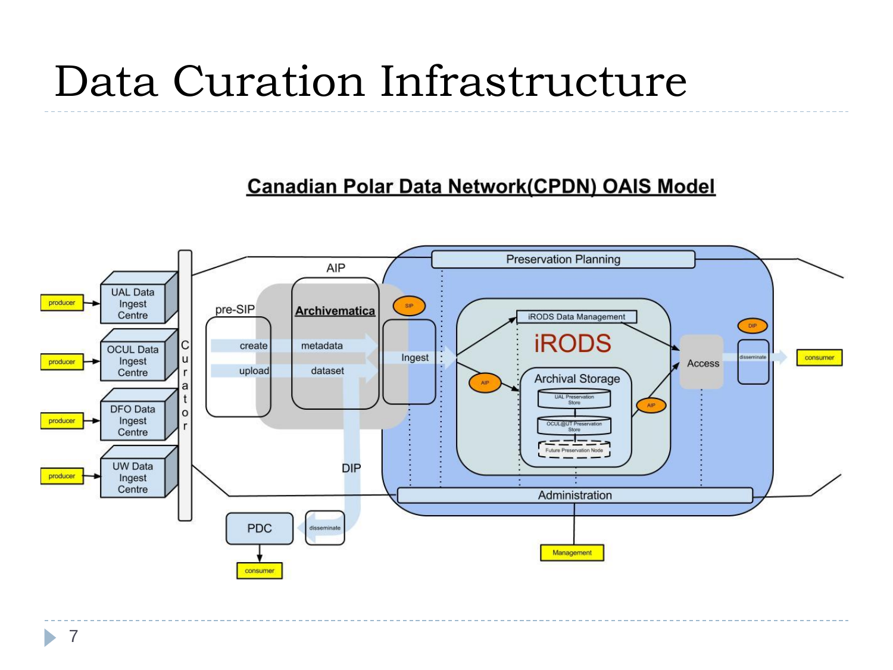# Data Curation Infrastructure

Canadian Polar Data Network(CPDN) OAIS Model

producer
UAL Data Ingest Centre
producer
OCUL Data Ingest Centre
producer
DFO Data Ingest Centre
producer
UW Data Ingest Centre
Curator
AIP
pre-SIP
Archivematica
create
metadata
upload
dataset
SIP
Ingest
DIP
PDC
disseminate
consumer
Preservation Planning
iRODS Data Management
iRODS
AIP
Archival Storage
UAL Preservation Store
OCUL@UT Preservation Store
Future Preservation Node
AIP
Access
DIP
disseminate
consumer
Administration
Management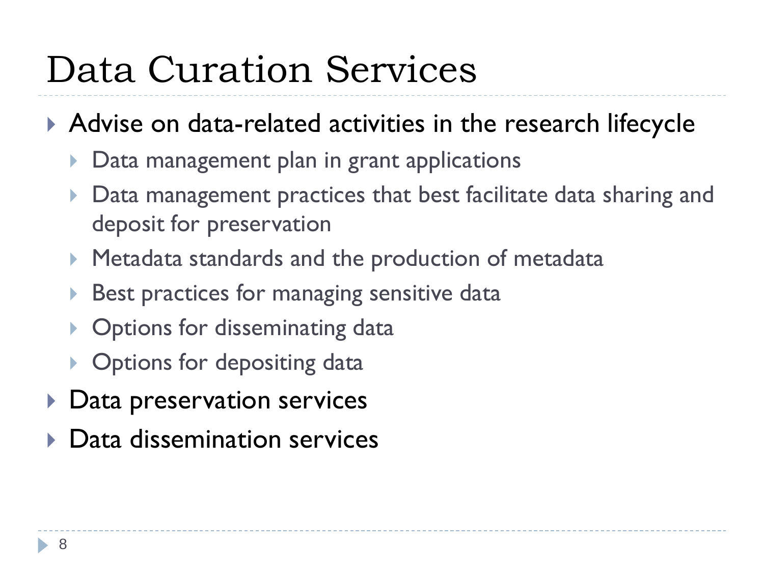# Data Curation Services

- Advise on data-related activities in the research lifecycle
  - Data management plan in grant applications
  - Data management practices that best facilitate data sharing and deposit for preservation
  - Metadata standards and the production of metadata
  - Best practices for managing sensitive data
  - Options for disseminating data
  - Options for depositing data
- Data preservation services
- Data dissemination services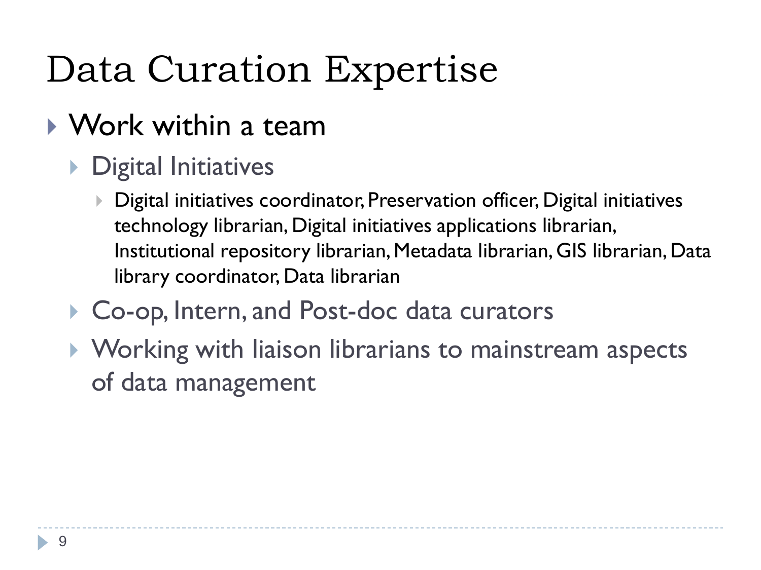# Data Curation Expertise

- Work within a team
  - Digital Initiatives
    - Digital initiatives coordinator, Preservation officer, Digital initiatives technology librarian, Digital initiatives applications librarian, Institutional repository librarian, Metadata librarian, GIS librarian, Data library coordinator, Data librarian
  - Co-op, Intern, and Post-doc data curators
  - Working with liaison librarians to mainstream aspects of data management